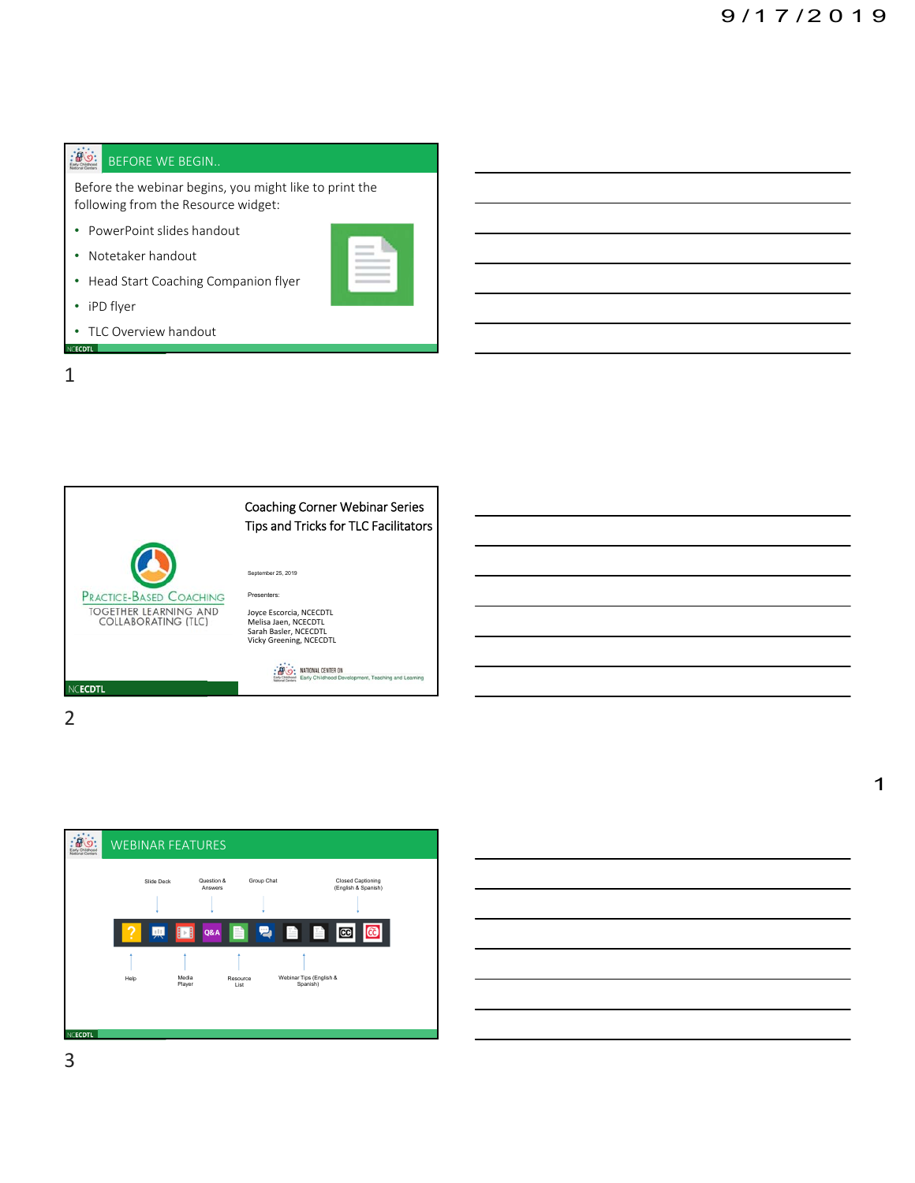## BEFORE WE BEGIN..

Before the webinar begins, you might like to print the following from the Resource widget:

- PowerPoint slides handout
- Notetaker handout
- Head Start Coaching Companion flyer
- iPD flyer
- TLC Overview handout

NCECDTL

---

# Coaching Corner Webinar Series
## Tips and Tricks for TLC Facilitators

PRACTICE-BASED COACHING
TOGETHER LEARNING AND COLLABORATING (TLC)

September 25, 2019

Presenters:

Joyce Escorcia, NCECDTL
Melisa Jaen, NCECDTL
Sarah Basler, NCECDTL
Vicky Greening, NCECDTL

NATIONAL CENTER ON Early Childhood Development, Teaching and Learning

NCECDTL

---

## WEBINAR FEATURES

- Slide Deck
- Question & Answers
- Group Chat
- Closed Captioning (English & Spanish)
- Help
- Media Player
- Resource List
- Webinar Tips (English & Spanish)

NCECDTL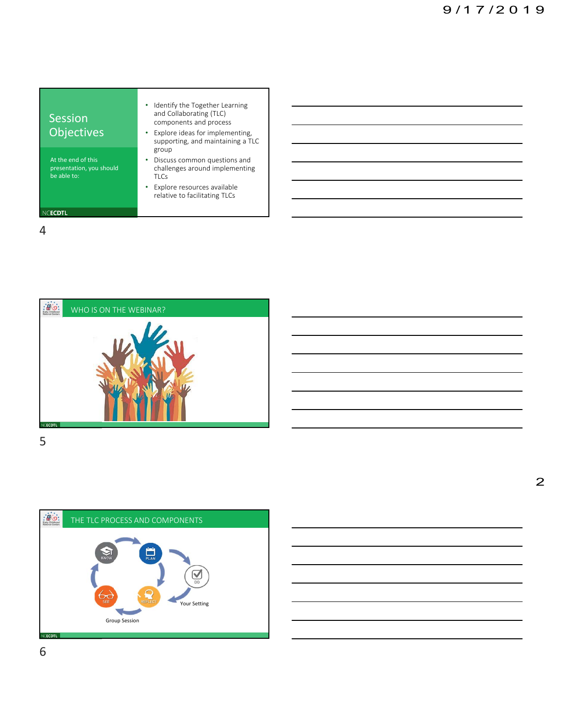## Session Objectives

At the end of this presentation, you should be able to:

- Identify the Together Learning and Collaborating (TLC) components and process
- Explore ideas for implementing, supporting, and maintaining a TLC group
- Discuss common questions and challenges around implementing TLCs
- Explore resources available relative to facilitating TLCs

NCECDTL

## WHO IS ON THE WEBINAR?

NCECDTL

## THE TLC PROCESS AND COMPONENTS

KNOW → PLAN → DO → REFLECT → SEE

Your Setting

Group Session

NCECDTL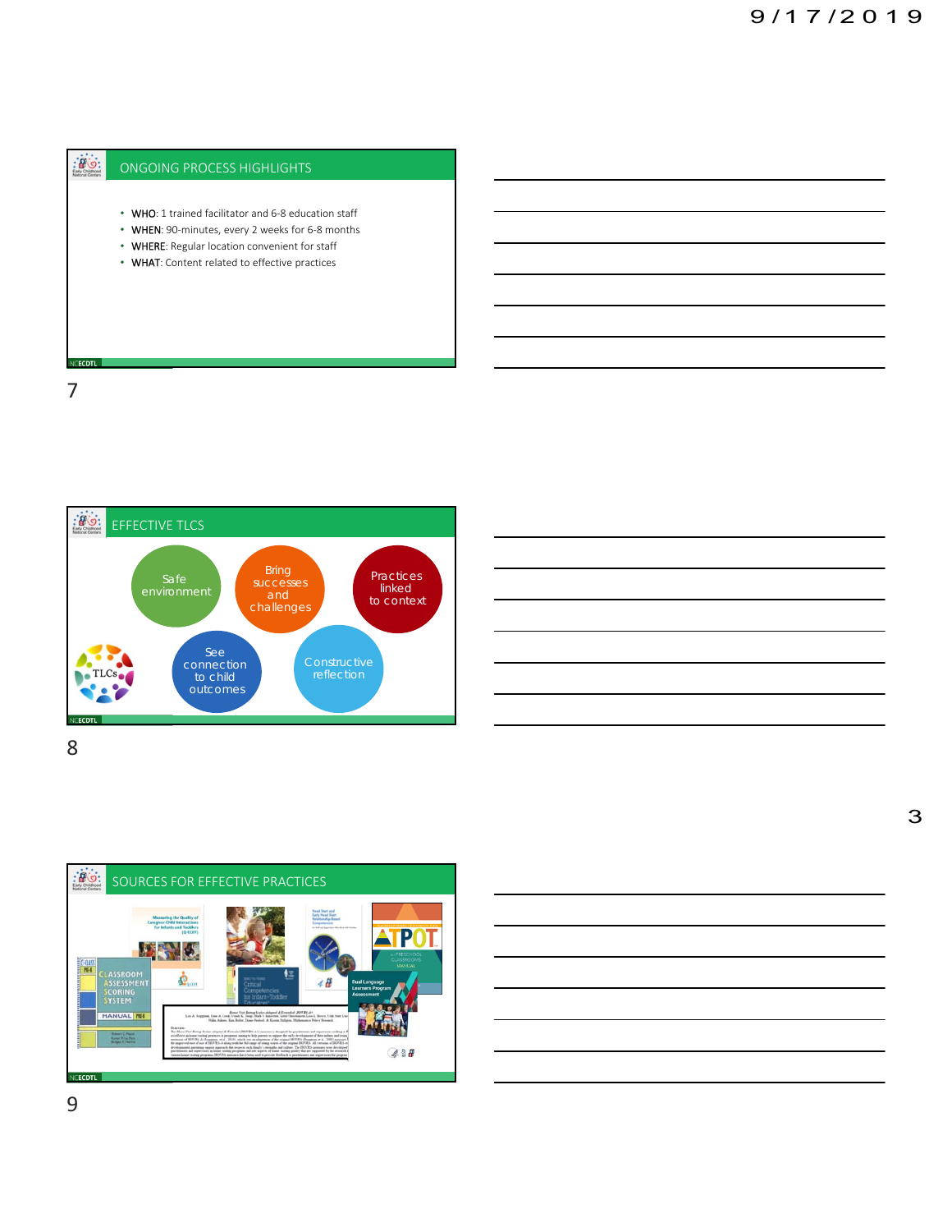## ONGOING PROCESS HIGHLIGHTS

- WHO: 1 trained facilitator and 6-8 education staff
- WHEN: 90-minutes, every 2 weeks for 6-8 months
- WHERE: Regular location convenient for staff
- WHAT: Content related to effective practices

## EFFECTIVE TLCS

- Safe environment
- Bring successes and challenges
- Practices linked to context
- See connection to child outcomes
- Constructive reflection

## SOURCES FOR EFFECTIVE PRACTICES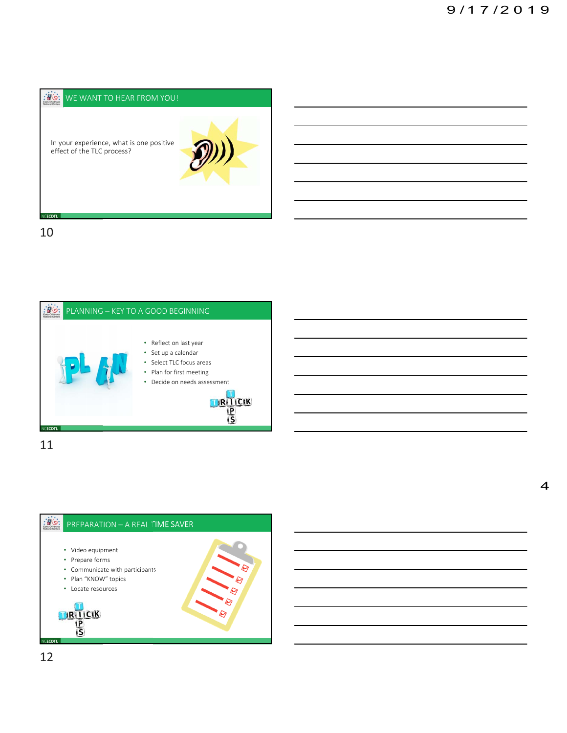## WE WANT TO HEAR FROM YOU!

In your experience, what is one positive effect of the TLC process?

## PLANNING – KEY TO A GOOD BEGINNING

- Reflect on last year
- Set up a calendar
- Select TLC focus areas
- Plan for first meeting
- Decide on needs assessment

## PREPARATION – A REAL TIME SAVER

- Video equipment
- Prepare forms
- Communicate with participants
- Plan "KNOW" topics
- Locate resources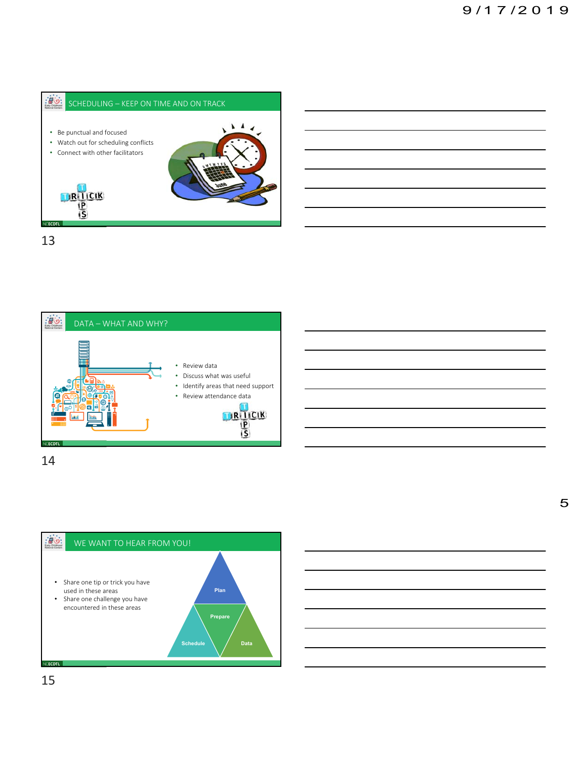## SCHEDULING – KEEP ON TIME AND ON TRACK

- Be punctual and focused
- Watch out for scheduling conflicts
- Connect with other facilitators

TRICK TIPS

13

## DATA – WHAT AND WHY?

- Review data
- Discuss what was useful
- Identify areas that need support
- Review attendance data

TRICK TIPS

14

## WE WANT TO HEAR FROM YOU!

- Share one tip or trick you have used in these areas
- Share one challenge you have encountered in these areas

Plan
Prepare
Schedule
Data

15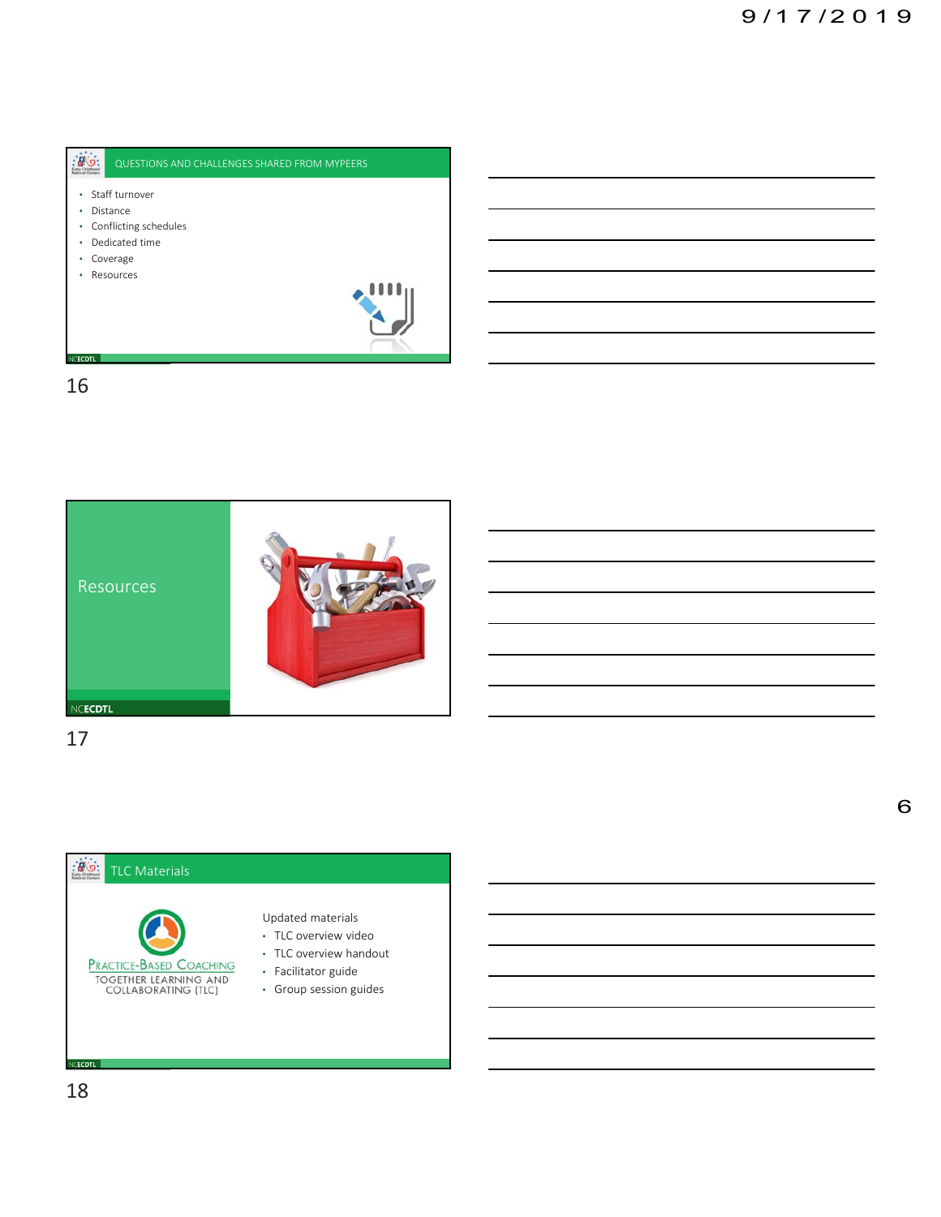## QUESTIONS AND CHALLENGES SHARED FROM MYPEERS

- Staff turnover
- Distance
- Conflicting schedules
- Dedicated time
- Coverage
- Resources

## Resources

## TLC Materials

PRACTICE-BASED COACHING
TOGETHER LEARNING AND COLLABORATING (TLC)

Updated materials

- TLC overview video
- TLC overview handout
- Facilitator guide
- Group session guides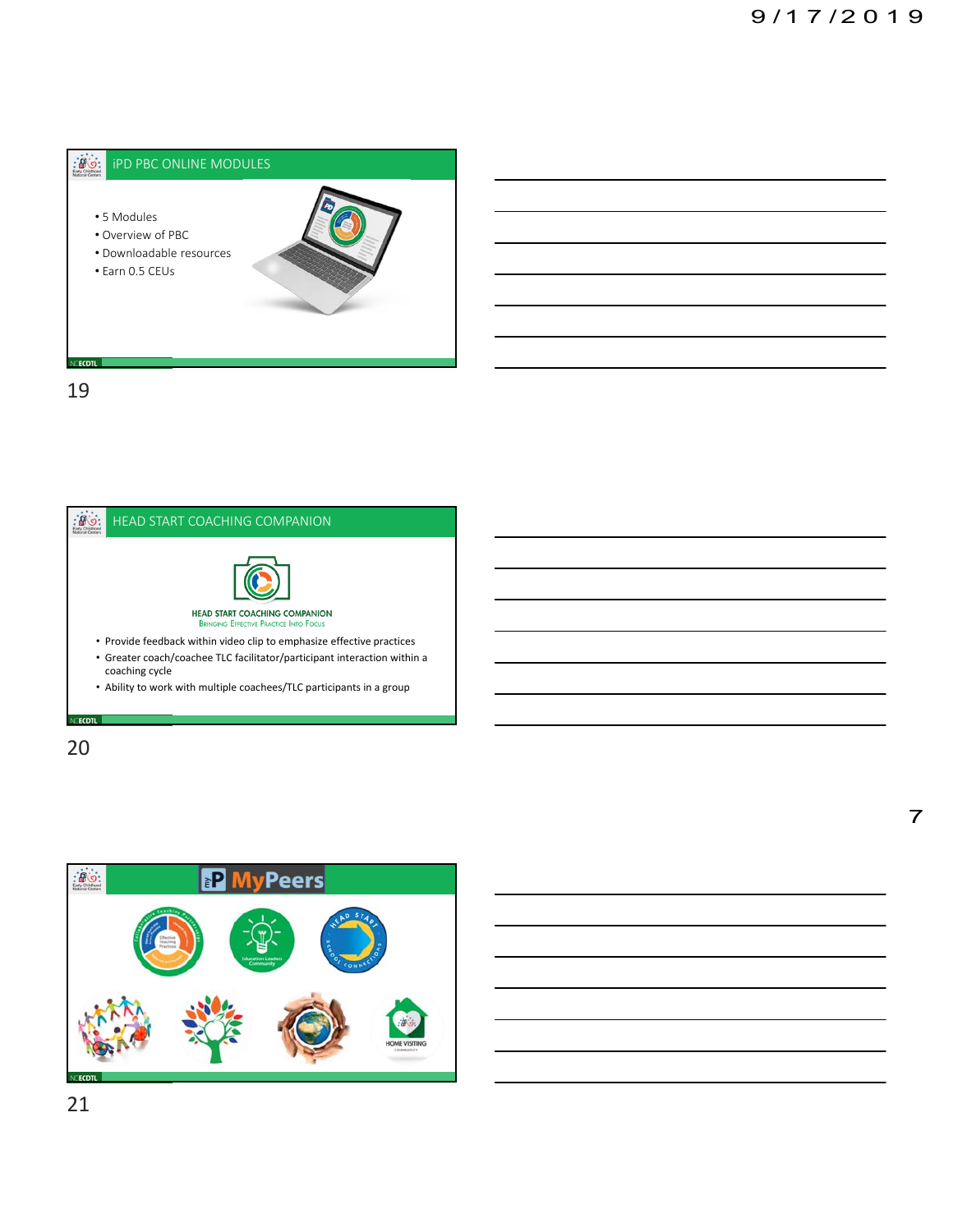## iPD PBC ONLINE MODULES

- 5 Modules
- Overview of PBC
- Downloadable resources
- Earn 0.5 CEUs

## HEAD START COACHING COMPANION

HEAD START COACHING COMPANION
Bringing Effective Practice Into Focus

- Provide feedback within video clip to emphasize effective practices
- Greater coach/coachee TLC facilitator/participant interaction within a coaching cycle
- Ability to work with multiple coachees/TLC participants in a group

## MyPeers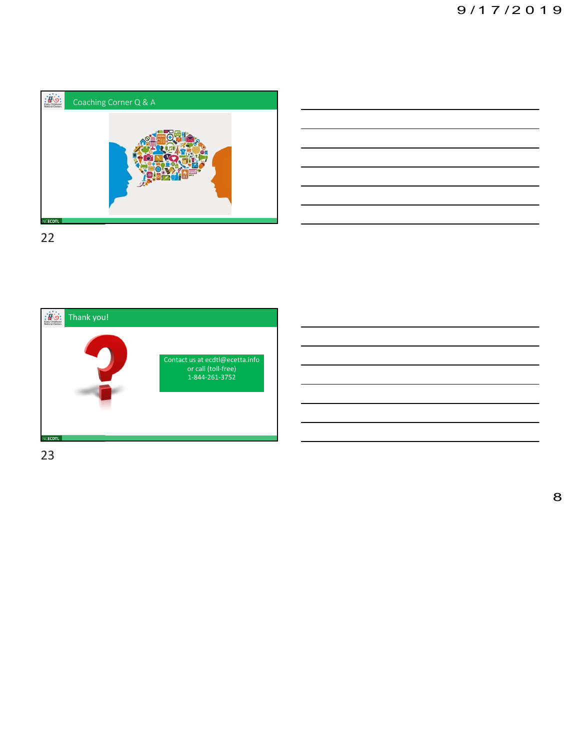## Coaching Corner Q & A

22

## Thank you!

Contact us at ecdtl@ecetta.info or call (toll-free) 1-844-261-3752

23